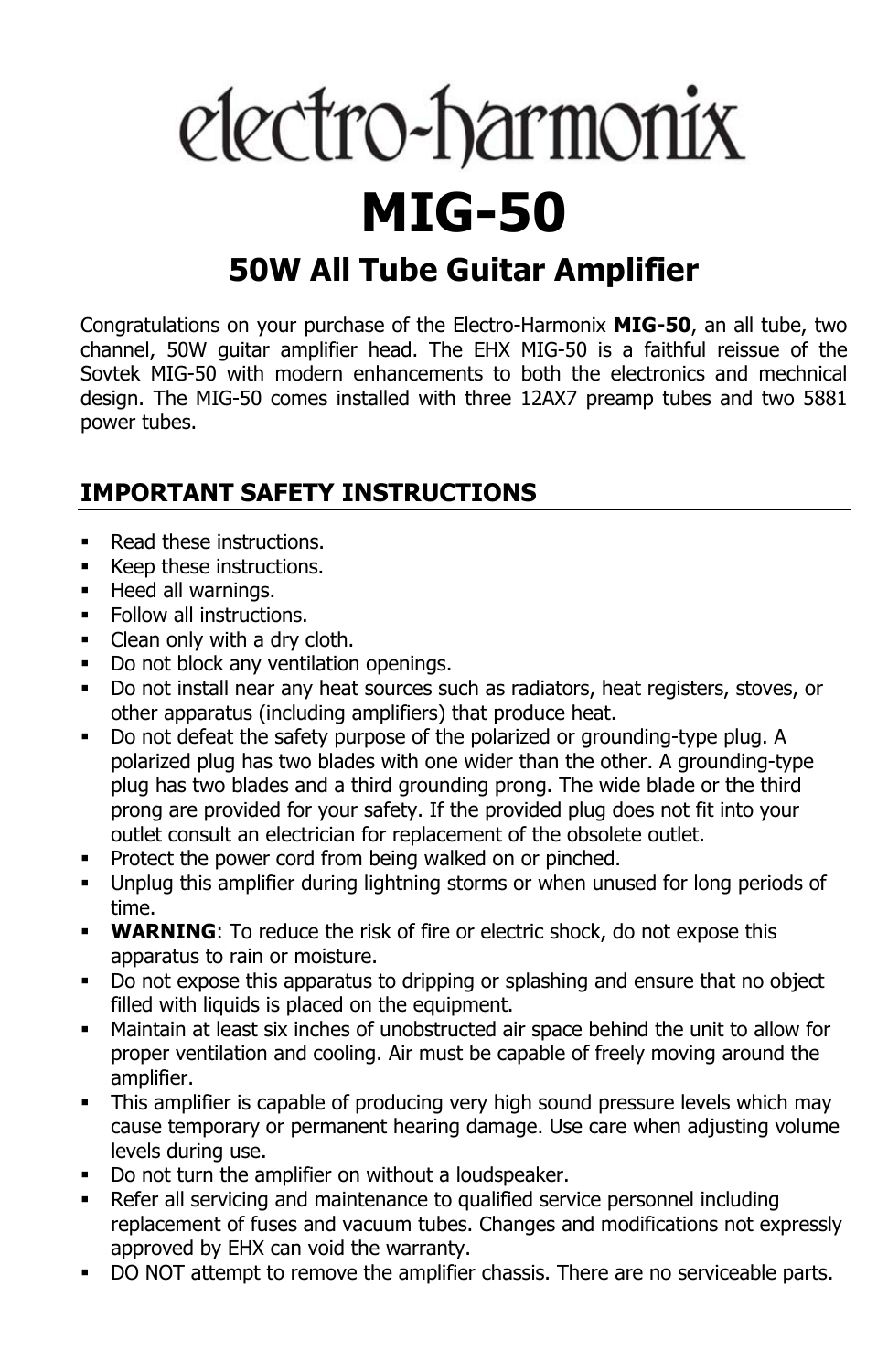# electro-harmonix

# MIG-50

## 50W All Tube Guitar Amplifier

Congratulations on your purchase of the Electro-Harmonix **MIG-50**, an all tube, two channel, 50W guitar amplifier head. The EHX MIG-50 is a faithful reissue of the Sovtek MIG-50 with modern enhancements to both the electronics and mechnical design. The MIG-50 comes installed with three 12AX7 preamp tubes and two 5881 power tubes.

## IMPORTANT SAFETY INSTRUCTIONS

- Read these instructions.
- Keep these instructions.
- Heed all warnings.
- Follow all instructions.
- Clean only with a dry cloth.
- Do not block any ventilation openings.
- Do not install near any heat sources such as radiators, heat registers, stoves, or other apparatus (including amplifiers) that produce heat.
- Do not defeat the safety purpose of the polarized or grounding-type plug. A polarized plug has two blades with one wider than the other. A grounding-type plug has two blades and a third grounding prong. The wide blade or the third prong are provided for your safety. If the provided plug does not fit into your outlet consult an electrician for replacement of the obsolete outlet.
- Protect the power cord from being walked on or pinched.
- Unplug this amplifier during lightning storms or when unused for long periods of time.
- **WARNING**: To reduce the risk of fire or electric shock, do not expose this apparatus to rain or moisture.
- Do not expose this apparatus to dripping or splashing and ensure that no object filled with liquids is placed on the equipment.
- Maintain at least six inches of unobstructed air space behind the unit to allow for proper ventilation and cooling. Air must be capable of freely moving around the amplifier.
- This amplifier is capable of producing very high sound pressure levels which may cause temporary or permanent hearing damage. Use care when adjusting volume levels during use.
- Do not turn the amplifier on without a loudspeaker.
- Refer all servicing and maintenance to qualified service personnel including replacement of fuses and vacuum tubes. Changes and modifications not expressly approved by EHX can void the warranty.
- DO NOT attempt to remove the amplifier chassis. There are no serviceable parts.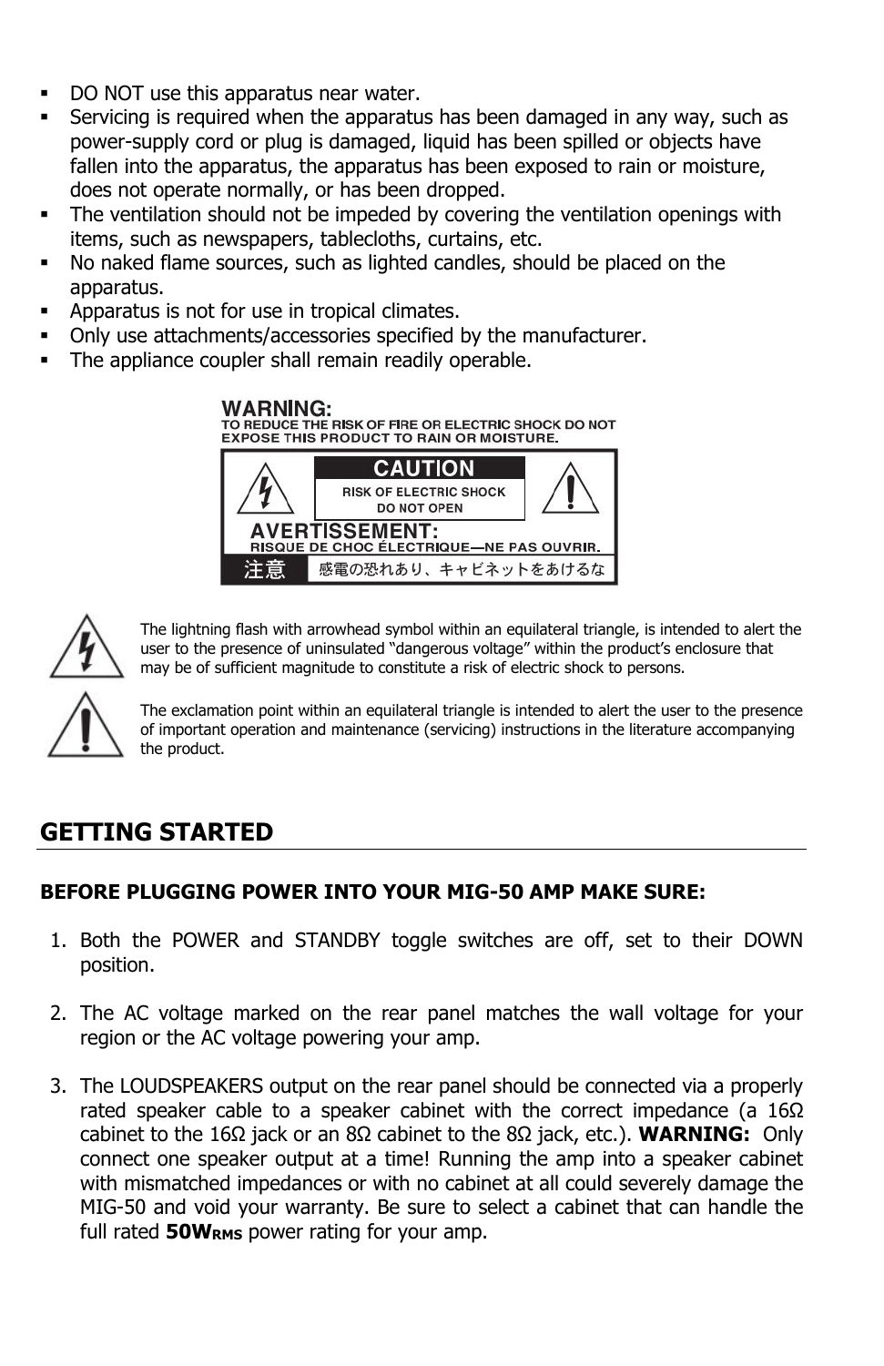- DO NOT use this apparatus near water.
- Servicing is required when the apparatus has been damaged in any way, such as power-supply cord or plug is damaged, liquid has been spilled or objects have fallen into the apparatus, the apparatus has been exposed to rain or moisture, does not operate normally, or has been dropped.
- The ventilation should not be impeded by covering the ventilation openings with items, such as newspapers, tablecloths, curtains, etc.
- No naked flame sources, such as lighted candles, should be placed on the apparatus.
- Apparatus is not for use in tropical climates.
- Only use attachments/accessories specified by the manufacturer.
- The appliance coupler shall remain readily operable.

**WARNING:**
**TO REDUCE THE RISK OF FIRE OR ELECTRIC SHOCK DO NOT EXPOSE THIS PRODUCT TO RAIN OR MOISTURE.**

**CAUTION**
RISK OF ELECTRIC SHOCK
DO NOT OPEN

**AVERTISSEMENT:**
**RISQUE DE CHOC ÉLECTRIQUE—NE PAS OUVRIR.**

注意 感電の恐れあり、キャビネットをあけるな

The lightning flash with arrowhead symbol within an equilateral triangle, is intended to alert the user to the presence of uninsulated "dangerous voltage" within the product's enclosure that may be of sufficient magnitude to constitute a risk of electric shock to persons.

The exclamation point within an equilateral triangle is intended to alert the user to the presence of important operation and maintenance (servicing) instructions in the literature accompanying the product.

## GETTING STARTED

**BEFORE PLUGGING POWER INTO YOUR MIG-50 AMP MAKE SURE:**

1. Both the POWER and STANDBY toggle switches are off, set to their DOWN position.

2. The AC voltage marked on the rear panel matches the wall voltage for your region or the AC voltage powering your amp.

3. The LOUDSPEAKERS output on the rear panel should be connected via a properly rated speaker cable to a speaker cabinet with the correct impedance (a 16Ω cabinet to the 16Ω jack or an 8Ω cabinet to the 8Ω jack, etc.). **WARNING:** Only connect one speaker output at a time! Running the amp into a speaker cabinet with mismatched impedances or with no cabinet at all could severely damage the MIG-50 and void your warranty. Be sure to select a cabinet that can handle the full rated **$50W_{RMS}$** power rating for your amp.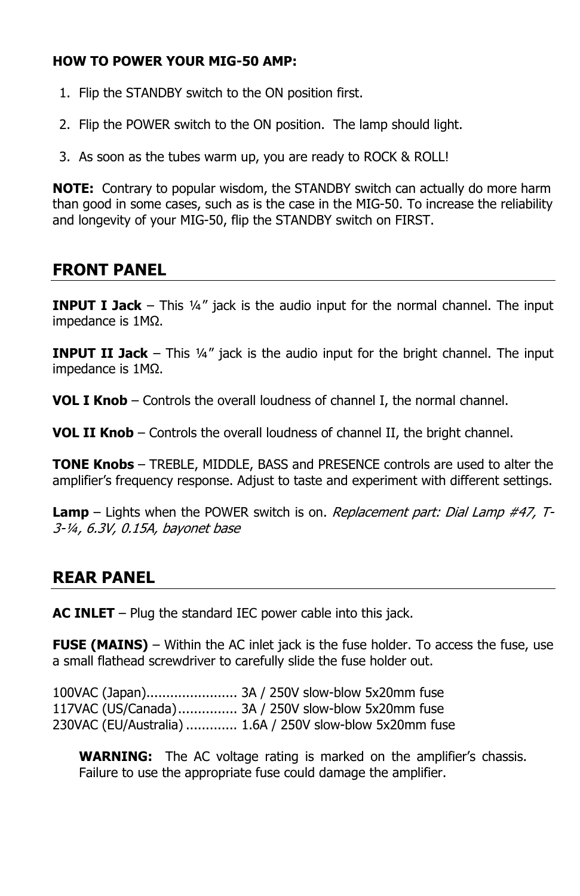**HOW TO POWER YOUR MIG-50 AMP:**

1. Flip the STANDBY switch to the ON position first.
2. Flip the POWER switch to the ON position. The lamp should light.
3. As soon as the tubes warm up, you are ready to ROCK & ROLL!

**NOTE:** Contrary to popular wisdom, the STANDBY switch can actually do more harm than good in some cases, such as is the case in the MIG-50. To increase the reliability and longevity of your MIG-50, flip the STANDBY switch on FIRST.

## FRONT PANEL

**INPUT I Jack** – This ¼" jack is the audio input for the normal channel. The input impedance is 1MΩ.

**INPUT II Jack** – This ¼" jack is the audio input for the bright channel. The input impedance is 1MΩ.

**VOL I Knob** – Controls the overall loudness of channel I, the normal channel.

**VOL II Knob** – Controls the overall loudness of channel II, the bright channel.

**TONE Knobs** – TREBLE, MIDDLE, BASS and PRESENCE controls are used to alter the amplifier's frequency response. Adjust to taste and experiment with different settings.

**Lamp** – Lights when the POWER switch is on. *Replacement part: Dial Lamp #47, T-3-¼, 6.3V, 0.15A, bayonet base*

## REAR PANEL

**AC INLET** – Plug the standard IEC power cable into this jack.

**FUSE (MAINS)** – Within the AC inlet jack is the fuse holder. To access the fuse, use a small flathead screwdriver to carefully slide the fuse holder out.

100VAC (Japan)....................... 3A / 250V slow-blow 5x20mm fuse
117VAC (US/Canada)............... 3A / 250V slow-blow 5x20mm fuse
230VAC (EU/Australia) ............. 1.6A / 250V slow-blow 5x20mm fuse

> **WARNING:** The AC voltage rating is marked on the amplifier's chassis. Failure to use the appropriate fuse could damage the amplifier.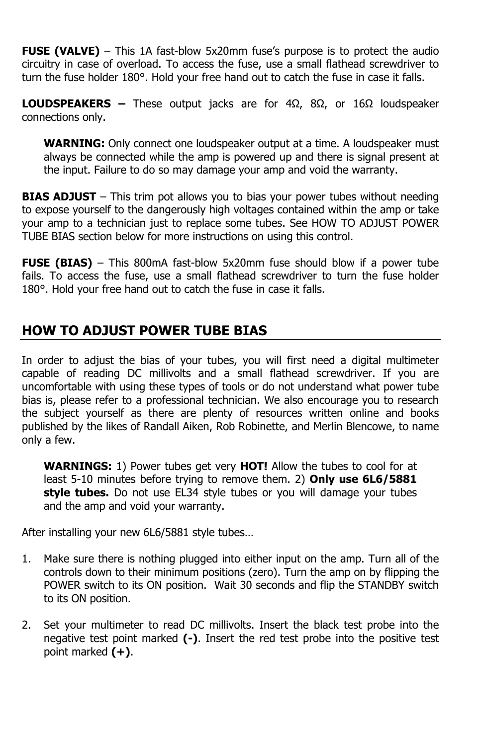**FUSE (VALVE)** – This 1A fast-blow 5x20mm fuse's purpose is to protect the audio circuitry in case of overload. To access the fuse, use a small flathead screwdriver to turn the fuse holder 180°. Hold your free hand out to catch the fuse in case it falls.

**LOUDSPEAKERS –** These output jacks are for 4Ω, 8Ω, or 16Ω loudspeaker connections only.

> **WARNING:** Only connect one loudspeaker output at a time. A loudspeaker must always be connected while the amp is powered up and there is signal present at the input. Failure to do so may damage your amp and void the warranty.

**BIAS ADJUST** – This trim pot allows you to bias your power tubes without needing to expose yourself to the dangerously high voltages contained within the amp or take your amp to a technician just to replace some tubes. See HOW TO ADJUST POWER TUBE BIAS section below for more instructions on using this control.

**FUSE (BIAS)** – This 800mA fast-blow 5x20mm fuse should blow if a power tube fails. To access the fuse, use a small flathead screwdriver to turn the fuse holder 180°. Hold your free hand out to catch the fuse in case it falls.

## HOW TO ADJUST POWER TUBE BIAS

In order to adjust the bias of your tubes, you will first need a digital multimeter capable of reading DC millivolts and a small flathead screwdriver. If you are uncomfortable with using these types of tools or do not understand what power tube bias is, please refer to a professional technician. We also encourage you to research the subject yourself as there are plenty of resources written online and books published by the likes of Randall Aiken, Rob Robinette, and Merlin Blencowe, to name only a few.

> **WARNINGS:** 1) Power tubes get very **HOT!** Allow the tubes to cool for at least 5-10 minutes before trying to remove them. 2) **Only use 6L6/5881 style tubes.** Do not use EL34 style tubes or you will damage your tubes and the amp and void your warranty.

After installing your new 6L6/5881 style tubes…

1. Make sure there is nothing plugged into either input on the amp. Turn all of the controls down to their minimum positions (zero). Turn the amp on by flipping the POWER switch to its ON position. Wait 30 seconds and flip the STANDBY switch to its ON position.

2. Set your multimeter to read DC millivolts. Insert the black test probe into the negative test point marked **(-)**. Insert the red test probe into the positive test point marked **(+)**.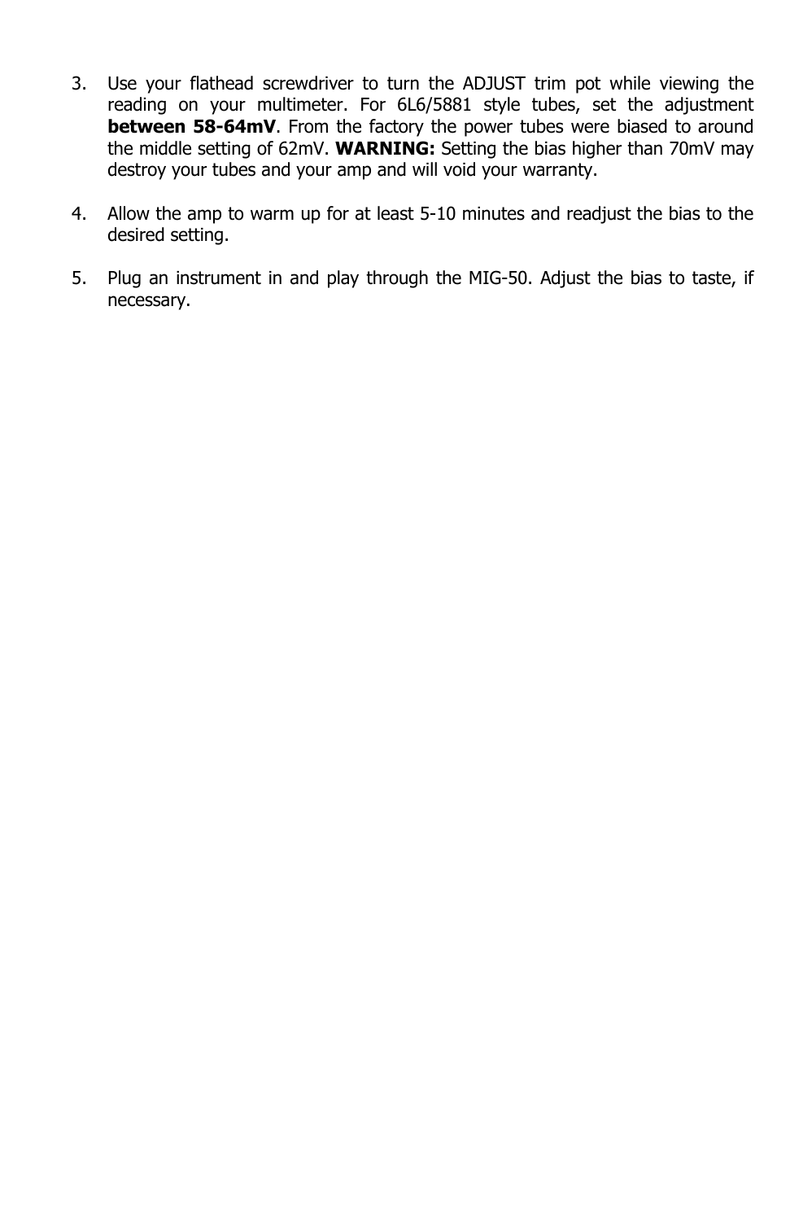3. Use your flathead screwdriver to turn the ADJUST trim pot while viewing the reading on your multimeter. For 6L6/5881 style tubes, set the adjustment **between 58-64mV**. From the factory the power tubes were biased to around the middle setting of 62mV. **WARNING:** Setting the bias higher than 70mV may destroy your tubes and your amp and will void your warranty.

4. Allow the amp to warm up for at least 5-10 minutes and readjust the bias to the desired setting.

5. Plug an instrument in and play through the MIG-50. Adjust the bias to taste, if necessary.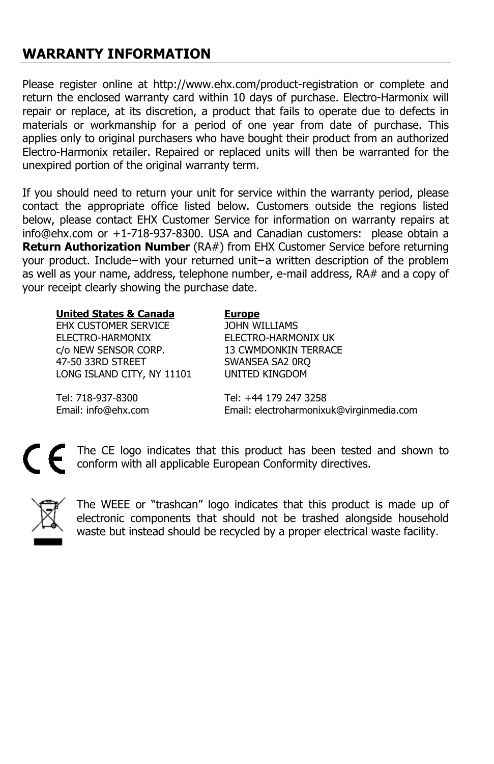## WARRANTY INFORMATION

Please register online at http://www.ehx.com/product-registration or complete and return the enclosed warranty card within 10 days of purchase. Electro-Harmonix will repair or replace, at its discretion, a product that fails to operate due to defects in materials or workmanship for a period of one year from date of purchase. This applies only to original purchasers who have bought their product from an authorized Electro-Harmonix retailer. Repaired or replaced units will then be warranted for the unexpired portion of the original warranty term.

If you should need to return your unit for service within the warranty period, please contact the appropriate office listed below. Customers outside the regions listed below, please contact EHX Customer Service for information on warranty repairs at info@ehx.com or +1-718-937-8300. USA and Canadian customers: please obtain a **Return Authorization Number** (RA#) from EHX Customer Service before returning your product. Include−with your returned unit−a written description of the problem as well as your name, address, telephone number, e-mail address, RA# and a copy of your receipt clearly showing the purchase date.

**United States & Canada**
EHX CUSTOMER SERVICE
ELECTRO-HARMONIX
c/o NEW SENSOR CORP.
47-50 33RD STREET
LONG ISLAND CITY, NY 11101

Tel: 718-937-8300
Email: info@ehx.com

**Europe**
JOHN WILLIAMS
ELECTRO-HARMONIX UK
13 CWMDONKIN TERRACE
SWANSEA SA2 0RQ
UNITED KINGDOM

Tel: +44 179 247 3258
Email: electroharmonixuk@virginmedia.com

The CE logo indicates that this product has been tested and shown to conform with all applicable European Conformity directives.

The WEEE or "trashcan" logo indicates that this product is made up of electronic components that should not be trashed alongside household waste but instead should be recycled by a proper electrical waste facility.